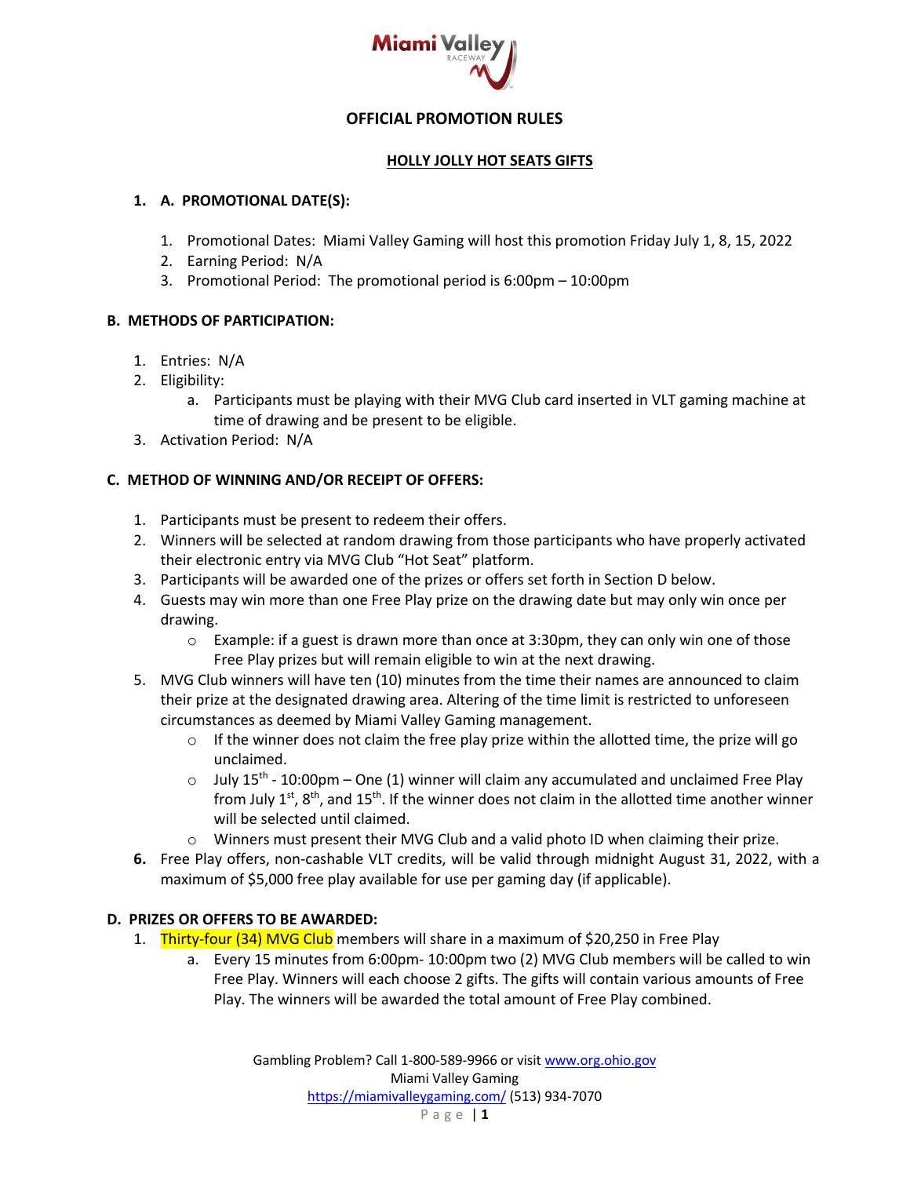Miami Valley Raceway

# OFFICIAL PROMOTION RULES

## HOLLY JOLLY HOT SEATS GIFTS

### 1. A. PROMOTIONAL DATE(S):

1. Promotional Dates: Miami Valley Gaming will host this promotion Friday July 1, 8, 15, 2022
2. Earning Period: N/A
3. Promotional Period: The promotional period is 6:00pm – 10:00pm

### B. METHODS OF PARTICIPATION:

1. Entries: N/A
2. Eligibility:
   a. Participants must be playing with their MVG Club card inserted in VLT gaming machine at time of drawing and be present to be eligible.
3. Activation Period: N/A

### C. METHOD OF WINNING AND/OR RECEIPT OF OFFERS:

1. Participants must be present to redeem their offers.
2. Winners will be selected at random drawing from those participants who have properly activated their electronic entry via MVG Club "Hot Seat" platform.
3. Participants will be awarded one of the prizes or offers set forth in Section D below.
4. Guests may win more than one Free Play prize on the drawing date but may only win once per drawing.
   - Example: if a guest is drawn more than once at 3:30pm, they can only win one of those Free Play prizes but will remain eligible to win at the next drawing.
5. MVG Club winners will have ten (10) minutes from the time their names are announced to claim their prize at the designated drawing area. Altering of the time limit is restricted to unforeseen circumstances as deemed by Miami Valley Gaming management.
   - If the winner does not claim the free play prize within the allotted time, the prize will go unclaimed.
   - July 15th - 10:00pm – One (1) winner will claim any accumulated and unclaimed Free Play from July 1st, 8th, and 15th. If the winner does not claim in the allotted time another winner will be selected until claimed.
   - Winners must present their MVG Club and a valid photo ID when claiming their prize.
6. Free Play offers, non-cashable VLT credits, will be valid through midnight August 31, 2022, with a maximum of $5,000 free play available for use per gaming day (if applicable).

### D. PRIZES OR OFFERS TO BE AWARDED:

1. Thirty-four (34) MVG Club members will share in a maximum of $20,250 in Free Play
   a. Every 15 minutes from 6:00pm- 10:00pm two (2) MVG Club members will be called to win Free Play. Winners will each choose 2 gifts. The gifts will contain various amounts of Free Play. The winners will be awarded the total amount of Free Play combined.

Gambling Problem? Call 1-800-589-9966 or visit www.org.ohio.gov
Miami Valley Gaming
https://miamivalleygaming.com/ (513) 934-7070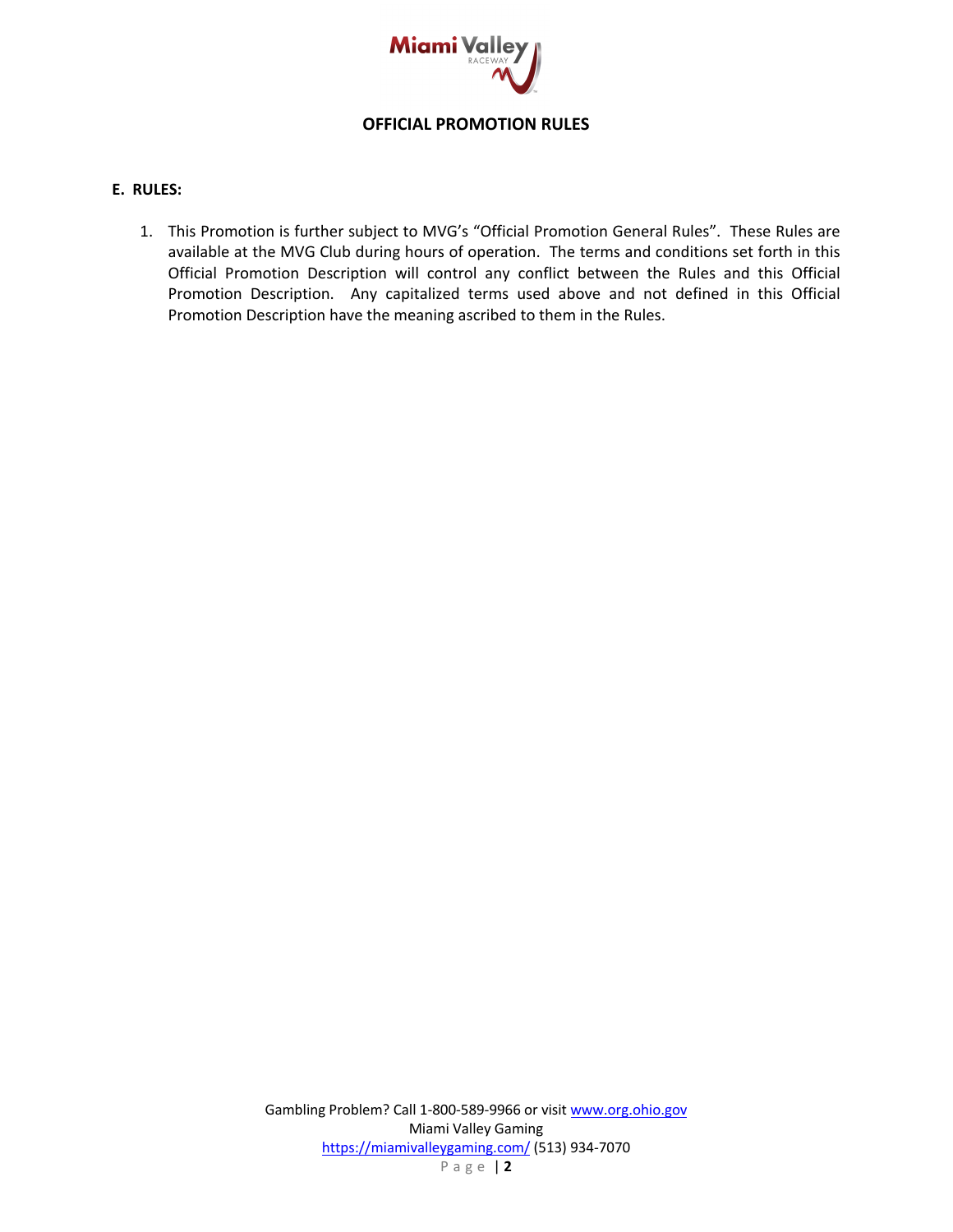**OFFICIAL PROMOTION RULES**

**E. RULES:**

1. This Promotion is further subject to MVG's "Official Promotion General Rules". These Rules are available at the MVG Club during hours of operation. The terms and conditions set forth in this Official Promotion Description will control any conflict between the Rules and this Official Promotion Description. Any capitalized terms used above and not defined in this Official Promotion Description have the meaning ascribed to them in the Rules.

Gambling Problem? Call 1-800-589-9966 or visit www.org.ohio.gov
Miami Valley Gaming
https://miamivalleygaming.com/ (513) 934-7070